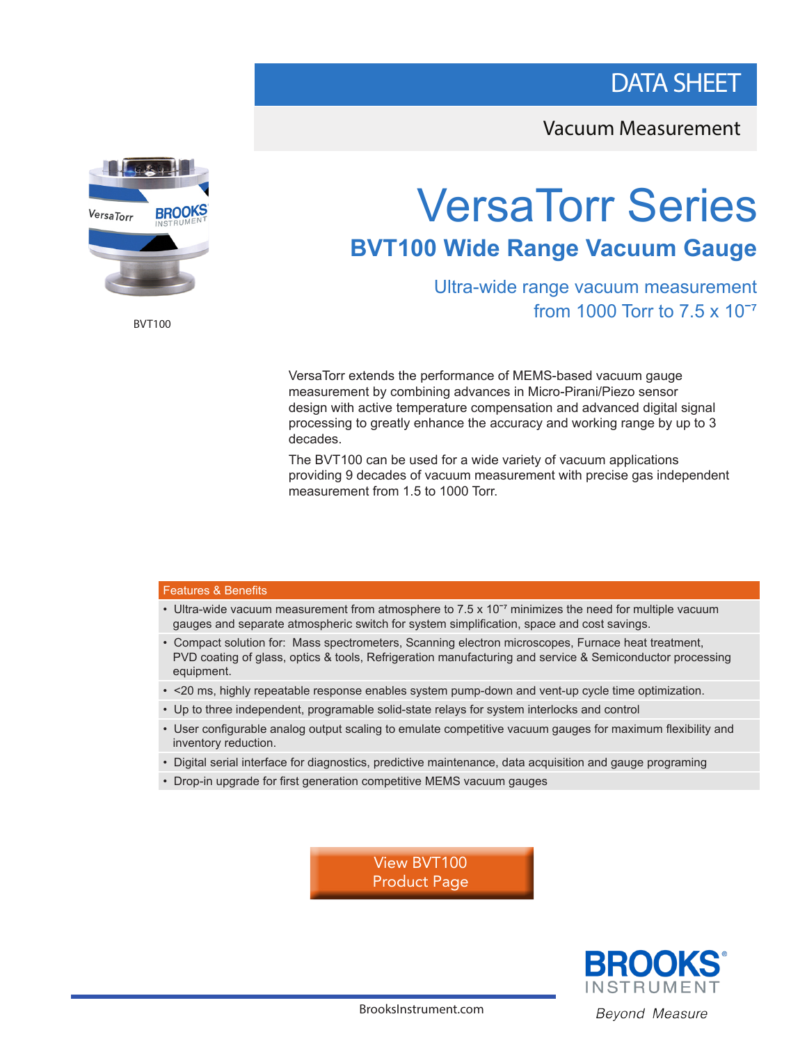DATA SHEET

Vacuum Measurement

BVT100

# VersaTorr Series

## BVT100 Wide Range Vacuum Gauge

Ultra-wide range vacuum measurement from 1000 Torr to 7.5 x $10^{-7}$

VersaTorr extends the performance of MEMS-based vacuum gauge measurement by combining advances in Micro-Pirani/Piezo sensor design with active temperature compensation and advanced digital signal processing to greatly enhance the accuracy and working range by up to 3 decades.

The BVT100 can be used for a wide variety of vacuum applications providing 9 decades of vacuum measurement with precise gas independent measurement from 1.5 to 1000 Torr.

### Features & Benefits

- Ultra-wide vacuum measurement from atmosphere to 7.5 x $10^{-7}$ minimizes the need for multiple vacuum gauges and separate atmospheric switch for system simplification, space and cost savings.
- Compact solution for: Mass spectrometers, Scanning electron microscopes, Furnace heat treatment, PVD coating of glass, optics & tools, Refrigeration manufacturing and service & Semiconductor processing equipment.
- <20 ms, highly repeatable response enables system pump-down and vent-up cycle time optimization.
- Up to three independent, programable solid-state relays for system interlocks and control
- User configurable analog output scaling to emulate competitive vacuum gauges for maximum flexibility and inventory reduction.
- Digital serial interface for diagnostics, predictive maintenance, data acquisition and gauge programing
- Drop-in upgrade for first generation competitive MEMS vacuum gauges

View BVT100 Product Page

BROOKS INSTRUMENT

*Beyond Measure*

BrooksInstrument.com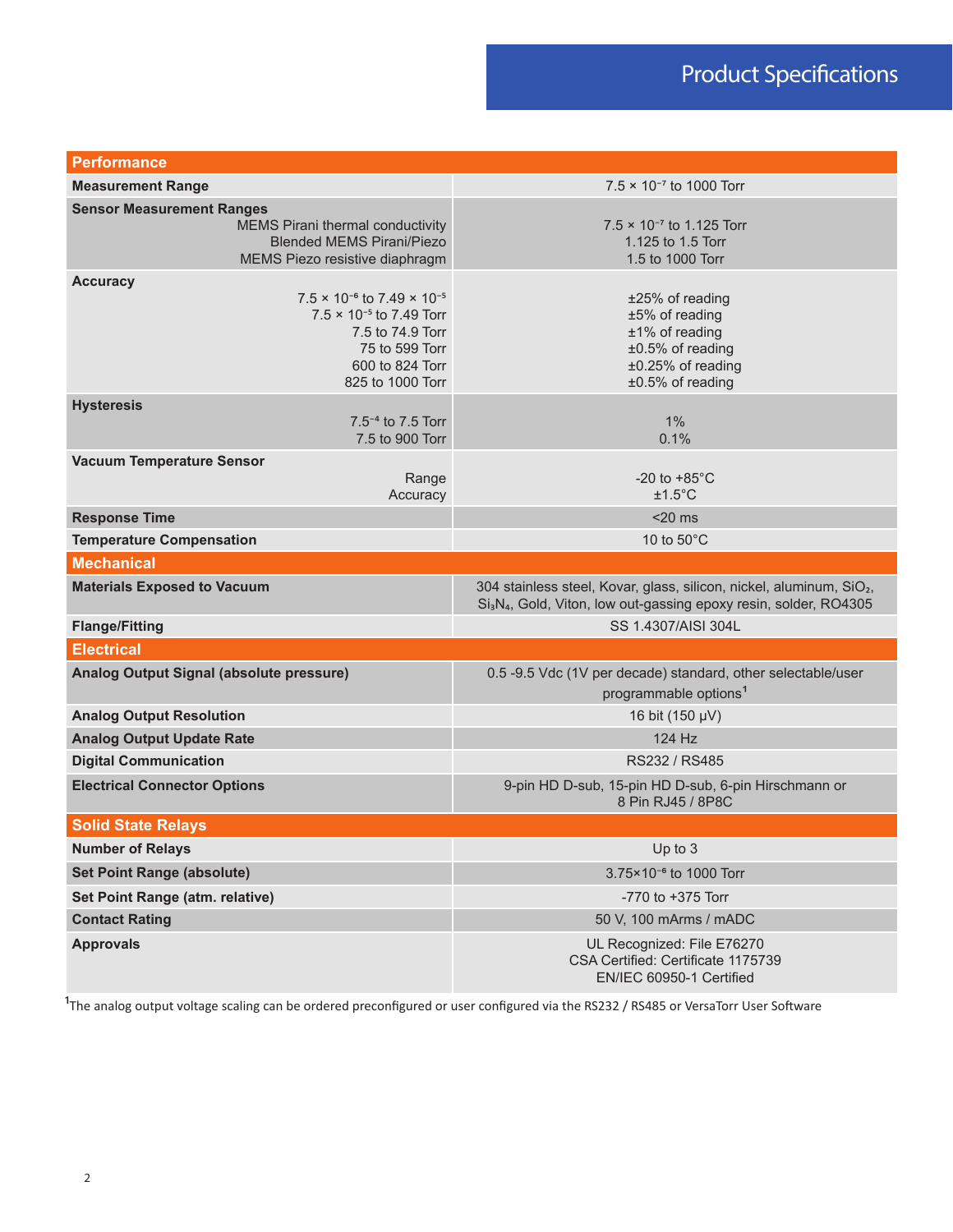# Product Specifications

| **Performance** | |
|---|---|
| **Measurement Range** | $7.5 \times 10^{-7}$ to 1000 Torr |
| **Sensor Measurement Ranges** | |
| MEMS Pirani thermal conductivity | $7.5 \times 10^{-7}$ to 1.125 Torr |
| Blended MEMS Pirani/Piezo | 1.125 to 1.5 Torr |
| MEMS Piezo resistive diaphragm | 1.5 to 1000 Torr |
| **Accuracy** | |
| $7.5 \times 10^{-6}$ to $7.49 \times 10^{-5}$ | ±25% of reading |
| $7.5 \times 10^{-5}$ to 7.49 Torr | ±5% of reading |
| 7.5 to 74.9 Torr | ±1% of reading |
| 75 to 599 Torr | ±0.5% of reading |
| 600 to 824 Torr | ±0.25% of reading |
| 825 to 1000 Torr | ±0.5% of reading |
| **Hysteresis** | |
| $7.5^{-4}$ to 7.5 Torr | 1% |
| 7.5 to 900 Torr | 0.1% |
| **Vacuum Temperature Sensor** | |
| Range | -20 to +85°C |
| Accuracy | ±1.5°C |
| **Response Time** | <20 ms |
| **Temperature Compensation** | 10 to 50°C |
| **Mechanical** | |
| **Materials Exposed to Vacuum** | 304 stainless steel, Kovar, glass, silicon, nickel, aluminum, $SiO_2$, $Si_3N_4$, Gold, Viton, low out-gassing epoxy resin, solder, RO4305 |
| **Flange/Fitting** | SS 1.4307/AISI 304L |
| **Electrical** | |
| **Analog Output Signal (absolute pressure)** | 0.5 -9.5 Vdc (1V per decade) standard, other selectable/user programmable options[1] |
| **Analog Output Resolution** | 16 bit (150 µV) |
| **Analog Output Update Rate** | 124 Hz |
| **Digital Communication** | RS232 / RS485 |
| **Electrical Connector Options** | 9-pin HD D-sub, 15-pin HD D-sub, 6-pin Hirschmann or 8 Pin RJ45 / 8P8C |
| **Solid State Relays** | |
| **Number of Relays** | Up to 3 |
| **Set Point Range (absolute)** | $3.75 \times 10^{-6}$ to 1000 Torr |
| **Set Point Range (atm. relative)** | -770 to +375 Torr |
| **Contact Rating** | 50 V, 100 mArms / mADC |
| **Approvals** | UL Recognized: File E76270<br>CSA Certified: Certificate 1175739<br>EN/IEC 60950-1 Certified |

[1] The analog output voltage scaling can be ordered preconfigured or user configured via the RS232 / RS485 or VersaTorr User Software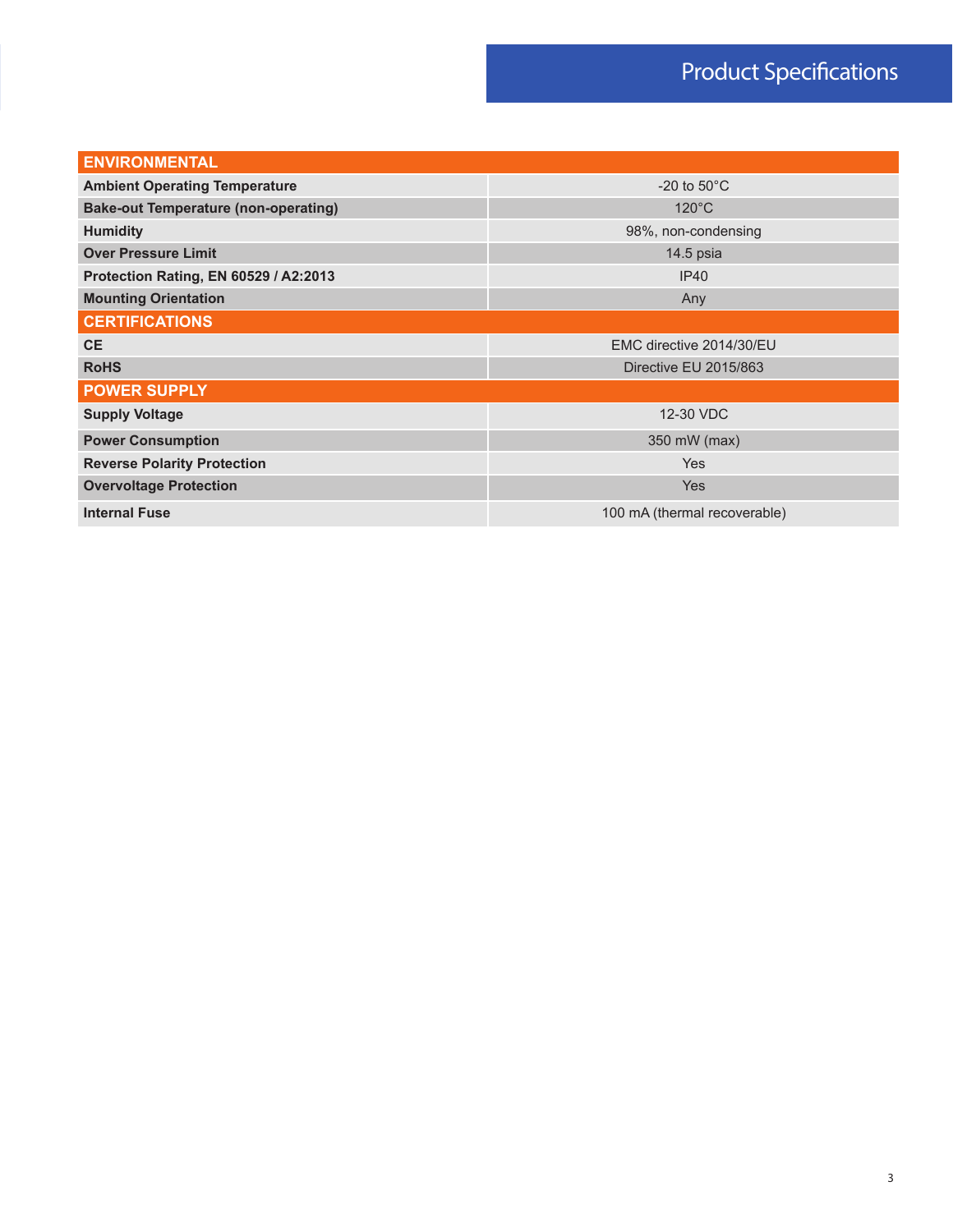# Product Specifications

| ENVIRONMENTAL | |
|---|---|
| **Ambient Operating Temperature** | -20 to 50°C |
| **Bake-out Temperature (non-operating)** | 120°C |
| **Humidity** | 98%, non-condensing |
| **Over Pressure Limit** | 14.5 psia |
| **Protection Rating, EN 60529 / A2:2013** | IP40 |
| **Mounting Orientation** | Any |
| **CERTIFICATIONS** | |
| **CE** | EMC directive 2014/30/EU |
| **RoHS** | Directive EU 2015/863 |
| **POWER SUPPLY** | |
| **Supply Voltage** | 12-30 VDC |
| **Power Consumption** | 350 mW (max) |
| **Reverse Polarity Protection** | Yes |
| **Overvoltage Protection** | Yes |
| **Internal Fuse** | 100 mA (thermal recoverable) |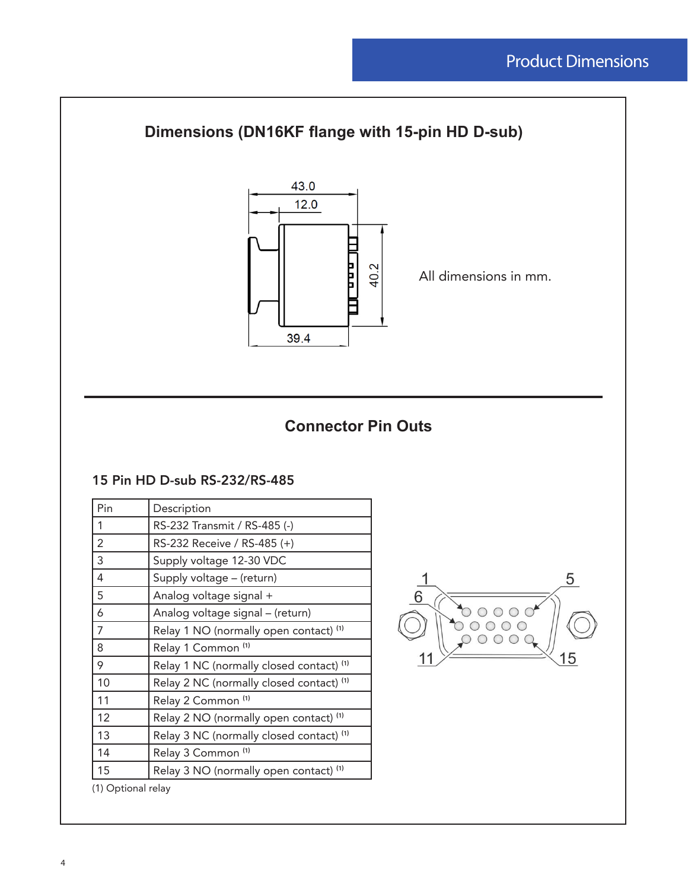## Product Dimensions

### Dimensions (DN16KF flange with 15-pin HD D-sub)

All dimensions in mm.

### Connector Pin Outs

#### 15 Pin HD D-sub RS-232/RS-485

| Pin | Description |
|---|---|
| 1 | RS-232 Transmit / RS-485 (-) |
| 2 | RS-232 Receive / RS-485 (+) |
| 3 | Supply voltage 12-30 VDC |
| 4 | Supply voltage – (return) |
| 5 | Analog voltage signal + |
| 6 | Analog voltage signal – (return) |
| 7 | Relay 1 NO (normally open contact) (1) |
| 8 | Relay 1 Common (1) |
| 9 | Relay 1 NC (normally closed contact) (1) |
| 10 | Relay 2 NC (normally closed contact) (1) |
| 11 | Relay 2 Common (1) |
| 12 | Relay 2 NO (normally open contact) (1) |
| 13 | Relay 3 NC (normally closed contact) (1) |
| 14 | Relay 3 Common (1) |
| 15 | Relay 3 NO (normally open contact) (1) |

(1) Optional relay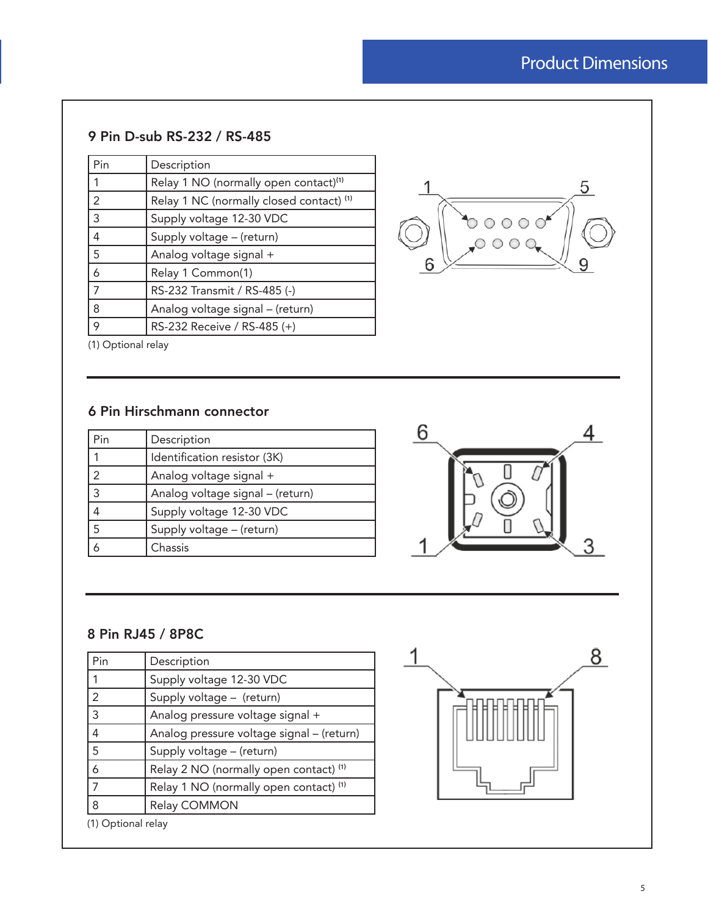## Product Dimensions

### 9 Pin D-sub RS-232 / RS-485

| Pin | Description |
|---|---|
| 1 | Relay 1 NO (normally open contact)[1] |
| 2 | Relay 1 NC (normally closed contact) [1] |
| 3 | Supply voltage 12-30 VDC |
| 4 | Supply voltage – (return) |
| 5 | Analog voltage signal + |
| 6 | Relay 1 Common(1) |
| 7 | RS-232 Transmit / RS-485 (-) |
| 8 | Analog voltage signal – (return) |
| 9 | RS-232 Receive / RS-485 (+) |

(1) Optional relay

### 6 Pin Hirschmann connector

| Pin | Description |
|---|---|
| 1 | Identification resistor (3K) |
| 2 | Analog voltage signal + |
| 3 | Analog voltage signal – (return) |
| 4 | Supply voltage 12-30 VDC |
| 5 | Supply voltage – (return) |
| 6 | Chassis |

### 8 Pin RJ45 / 8P8C

| Pin | Description |
|---|---|
| 1 | Supply voltage 12-30 VDC |
| 2 | Supply voltage – (return) |
| 3 | Analog pressure voltage signal + |
| 4 | Analog pressure voltage signal – (return) |
| 5 | Supply voltage – (return) |
| 6 | Relay 2 NO (normally open contact) [1] |
| 7 | Relay 1 NO (normally open contact) [1] |
| 8 | Relay COMMON |

(1) Optional relay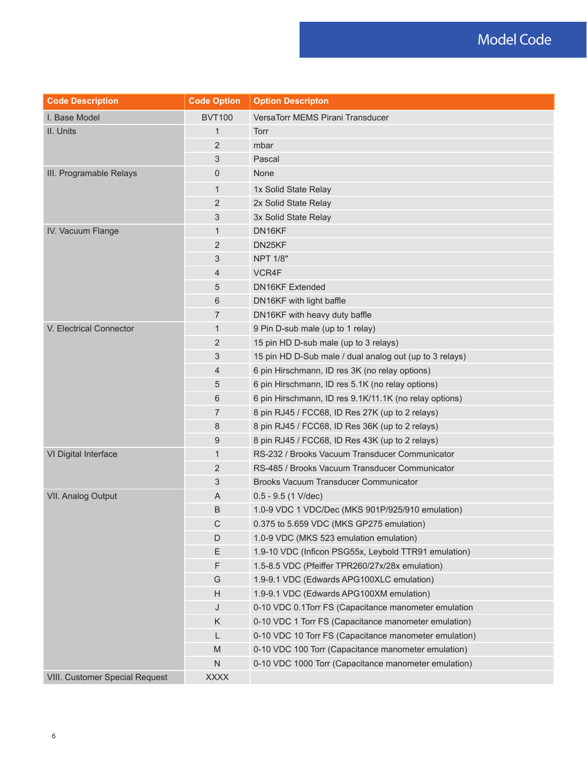# Model Code

| Code Description | Code Option | Option Descripton |
|---|---|---|
| I. Base Model | BVT100 | VersaTorr MEMS Pirani Transducer |
| II. Units | 1 | Torr |
| | 2 | mbar |
| | 3 | Pascal |
| III. Programable Relays | 0 | None |
| | 1 | 1x Solid State Relay |
| | 2 | 2x Solid State Relay |
| | 3 | 3x Solid State Relay |
| IV. Vacuum Flange | 1 | DN16KF |
| | 2 | DN25KF |
| | 3 | NPT 1/8" |
| | 4 | VCR4F |
| | 5 | DN16KF Extended |
| | 6 | DN16KF with light baffle |
| | 7 | DN16KF with heavy duty baffle |
| V. Electrical Connector | 1 | 9 Pin D-sub male (up to 1 relay) |
| | 2 | 15 pin HD D-sub male (up to 3 relays) |
| | 3 | 15 pin HD D-Sub male / dual analog out (up to 3 relays) |
| | 4 | 6 pin Hirschmann, ID res 3K (no relay options) |
| | 5 | 6 pin Hirschmann, ID res 5.1K (no relay options) |
| | 6 | 6 pin Hirschmann, ID res 9.1K/11.1K (no relay options) |
| | 7 | 8 pin RJ45 / FCC68, ID Res 27K (up to 2 relays) |
| | 8 | 8 pin RJ45 / FCC68, ID Res 36K (up to 2 relays) |
| | 9 | 8 pin RJ45 / FCC68, ID Res 43K (up to 2 relays) |
| VI Digital Interface | 1 | RS-232 / Brooks Vacuum Transducer Communicator |
| | 2 | RS-485 / Brooks Vacuum Transducer Communicator |
| | 3 | Brooks Vacuum Transducer Communicator |
| VII. Analog Output | A | 0.5 - 9.5 (1 V/dec) |
| | B | 1.0-9 VDC 1 VDC/Dec (MKS 901P/925/910 emulation) |
| | C | 0.375 to 5.659 VDC (MKS GP275 emulation) |
| | D | 1.0-9 VDC (MKS 523 emulation emulation) |
| | E | 1.9-10 VDC (Inficon PSG55x, Leybold TTR91 emulation) |
| | F | 1.5-8.5 VDC (Pfeiffer TPR260/27x/28x emulation) |
| | G | 1.9-9.1 VDC (Edwards APG100XLC emulation) |
| | H | 1.9-9.1 VDC (Edwards APG100XM emulation) |
| | J | 0-10 VDC 0.1Torr FS (Capacitance manometer emulation |
| | K | 0-10 VDC 1 Torr FS (Capacitance manometer emulation) |
| | L | 0-10 VDC 10 Torr FS (Capacitance manometer emulation) |
| | M | 0-10 VDC 100 Torr (Capacitance manometer emulation) |
| | N | 0-10 VDC 1000 Torr (Capacitance manometer emulation) |
| VIII. Customer Special Request | XXXX | |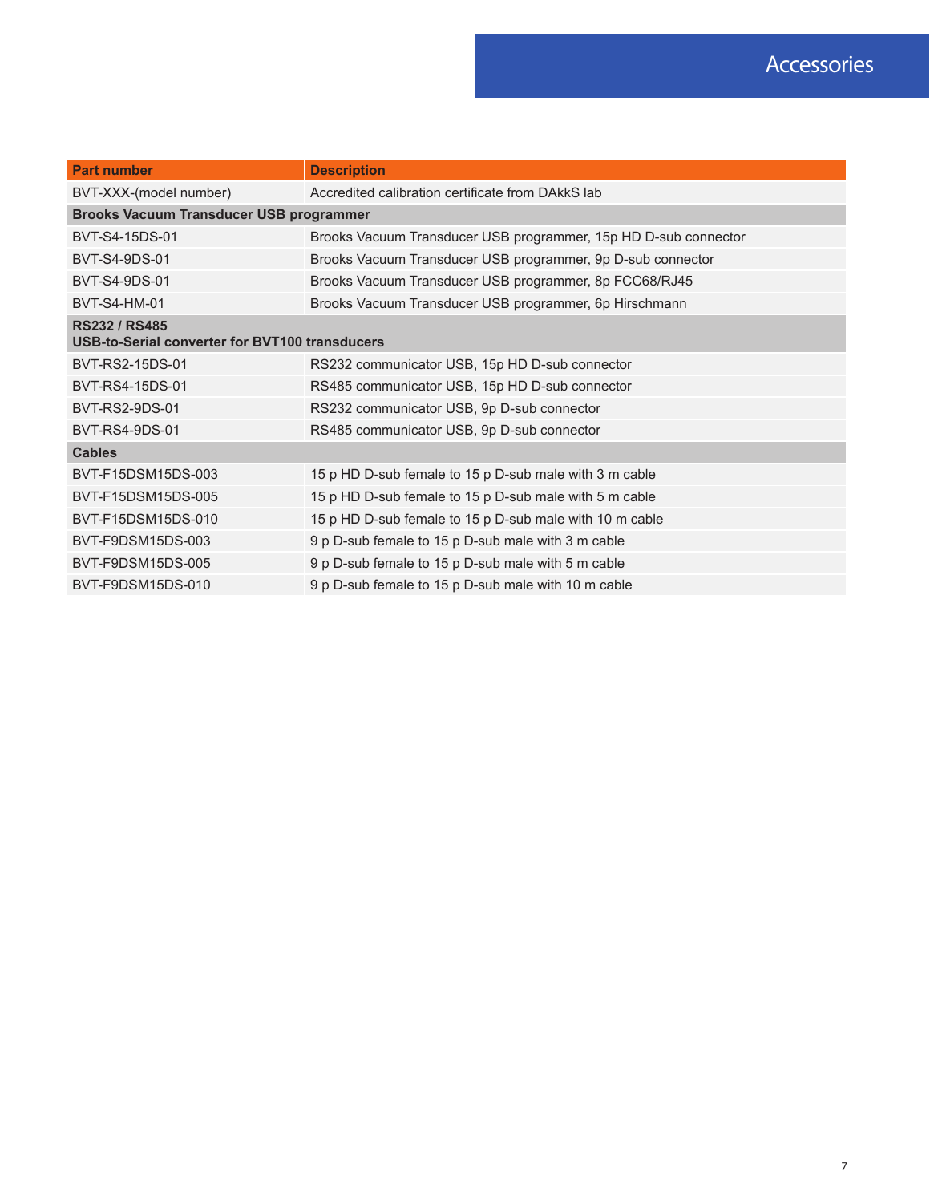# Accessories

| Part number | Description |
|---|---|
| BVT-XXX-(model number) | Accredited calibration certificate from DAkkS lab |
| **Brooks Vacuum Transducer USB programmer** | |
| BVT-S4-15DS-01 | Brooks Vacuum Transducer USB programmer, 15p HD D-sub connector |
| BVT-S4-9DS-01 | Brooks Vacuum Transducer USB programmer, 9p D-sub connector |
| BVT-S4-9DS-01 | Brooks Vacuum Transducer USB programmer, 8p FCC68/RJ45 |
| BVT-S4-HM-01 | Brooks Vacuum Transducer USB programmer, 6p Hirschmann |
| **RS232 / RS485 USB-to-Serial converter for BVT100 transducers** | |
| BVT-RS2-15DS-01 | RS232 communicator USB, 15p HD D-sub connector |
| BVT-RS4-15DS-01 | RS485 communicator USB, 15p HD D-sub connector |
| BVT-RS2-9DS-01 | RS232 communicator USB, 9p D-sub connector |
| BVT-RS4-9DS-01 | RS485 communicator USB, 9p D-sub connector |
| **Cables** | |
| BVT-F15DSM15DS-003 | 15 p HD D-sub female to 15 p D-sub male with 3 m cable |
| BVT-F15DSM15DS-005 | 15 p HD D-sub female to 15 p D-sub male with 5 m cable |
| BVT-F15DSM15DS-010 | 15 p HD D-sub female to 15 p D-sub male with 10 m cable |
| BVT-F9DSM15DS-003 | 9 p D-sub female to 15 p D-sub male with 3 m cable |
| BVT-F9DSM15DS-005 | 9 p D-sub female to 15 p D-sub male with 5 m cable |
| BVT-F9DSM15DS-010 | 9 p D-sub female to 15 p D-sub male with 10 m cable |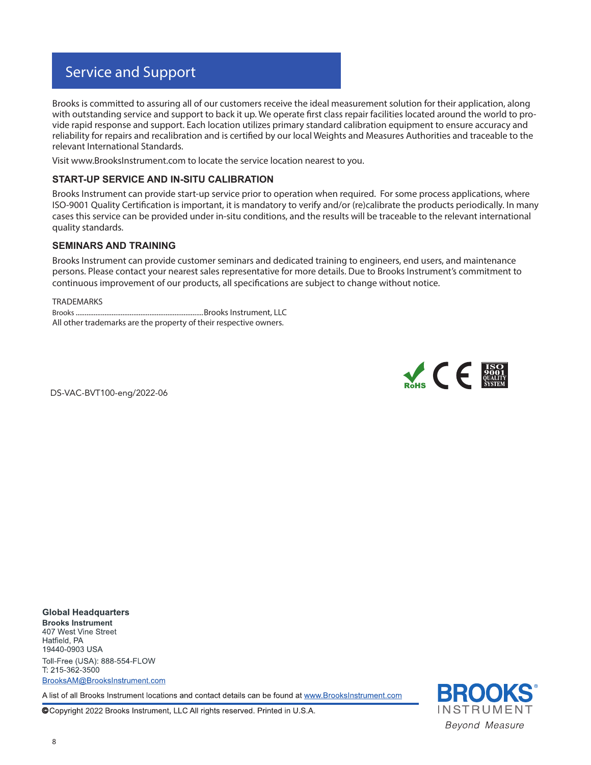# Service and Support

Brooks is committed to assuring all of our customers receive the ideal measurement solution for their application, along with outstanding service and support to back it up. We operate first class repair facilities located around the world to provide rapid response and support. Each location utilizes primary standard calibration equipment to ensure accuracy and reliability for repairs and recalibration and is certified by our local Weights and Measures Authorities and traceable to the relevant International Standards.

Visit www.BrooksInstrument.com to locate the service location nearest to you.

### START-UP SERVICE AND IN-SITU CALIBRATION

Brooks Instrument can provide start-up service prior to operation when required. For some process applications, where ISO-9001 Quality Certification is important, it is mandatory to verify and/or (re)calibrate the products periodically. In many cases this service can be provided under in-situ conditions, and the results will be traceable to the relevant international quality standards.

### SEMINARS AND TRAINING

Brooks Instrument can provide customer seminars and dedicated training to engineers, end users, and maintenance persons. Please contact your nearest sales representative for more details. Due to Brooks Instrument's commitment to continuous improvement of our products, all specifications are subject to change without notice.

TRADEMARKS
Brooks ......................................................................Brooks Instrument, LLC
All other trademarks are the property of their respective owners.

DS-VAC-BVT100-eng/2022-06

**Global Headquarters**
**Brooks Instrument**
407 West Vine Street
Hatfield, PA
19440-0903 USA

Toll-Free (USA): 888-554-FLOW
T: 215-362-3500
BrooksAM@BrooksInstrument.com

A list of all Brooks Instrument locations and contact details can be found at www.BrooksInstrument.com

©Copyright 2022 Brooks Instrument, LLC All rights reserved. Printed in U.S.A.

BROOKS® INSTRUMENT
*Beyond Measure*